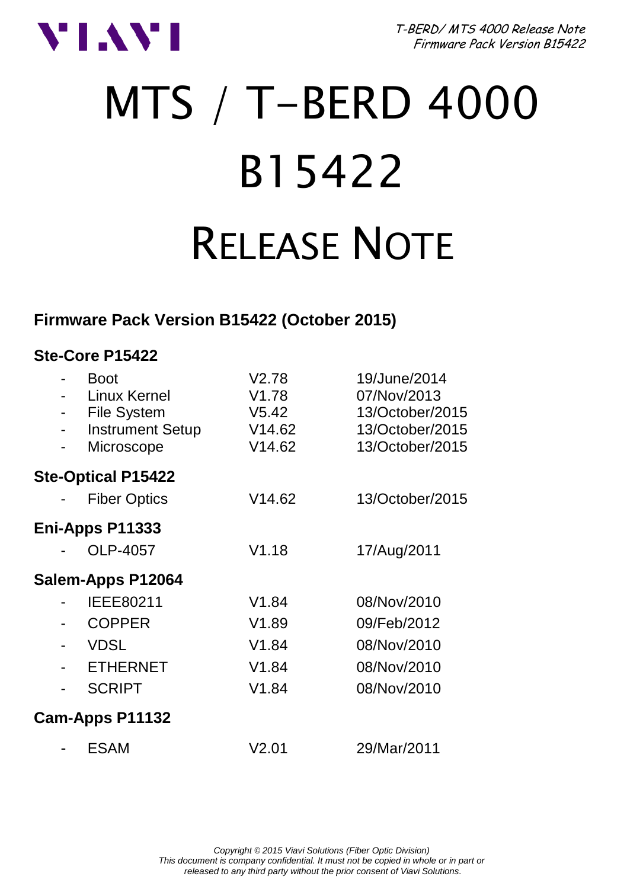# MTS / T-BERD 4000

# B15422

# RELEASE NOTE

## Firmware Pack Version B15422 (October 2015)

### Ste-Core P15422

- Boot V2.78 19/June/2014
- Linux Kernel V1.78 07/Nov/2013
- File System V5.42 13/October/2015
- Instrument Setup V14.62 13/October/2015
- Microscope V14.62 13/October/2015

### Ste-Optical P15422

- Fiber Optics V14.62 13/October/2015

### Eni-Apps P11333

- OLP-4057 V1.18 17/Aug/2011

### Salem-Apps P12064

- IEEE80211 V1.84 08/Nov/2010
- COPPER V1.89 09/Feb/2012
- VDSL V1.84 08/Nov/2010
- ETHERNET V1.84 08/Nov/2010
- SCRIPT V1.84 08/Nov/2010

### Cam-Apps P11132

- ESAM V2.01 29/Mar/2011

*Copyright © 2015 Viavi Solutions (Fiber Optic Division)*
*This document is company confidential. It must not be copied in whole or in part or released to any third party without the prior consent of Viavi Solutions.*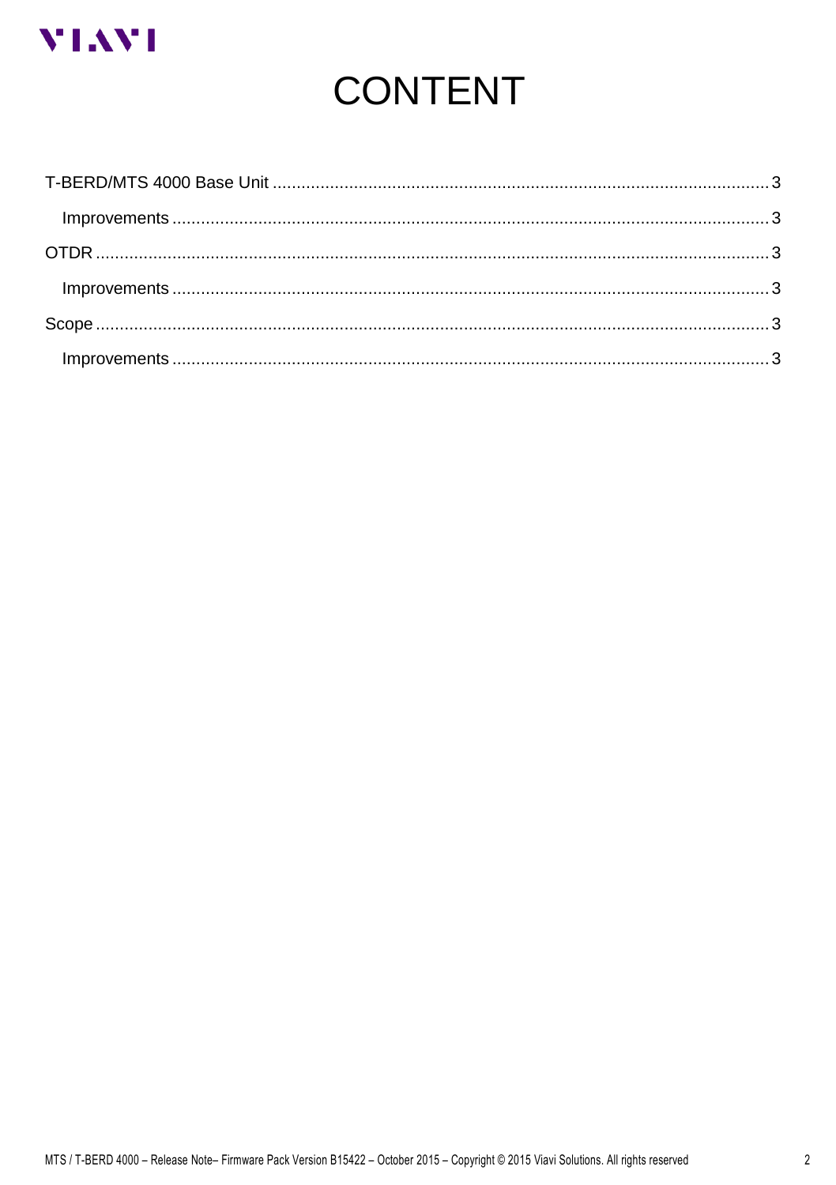# CONTENT

T-BERD/MTS 4000 Base Unit ........................................................................................................ 3

- Improvements ........................................................................................................................... 3

OTDR ........................................................................................................................................... 3

- Improvements ........................................................................................................................... 3

Scope ........................................................................................................................................... 3

- Improvements ........................................................................................................................... 3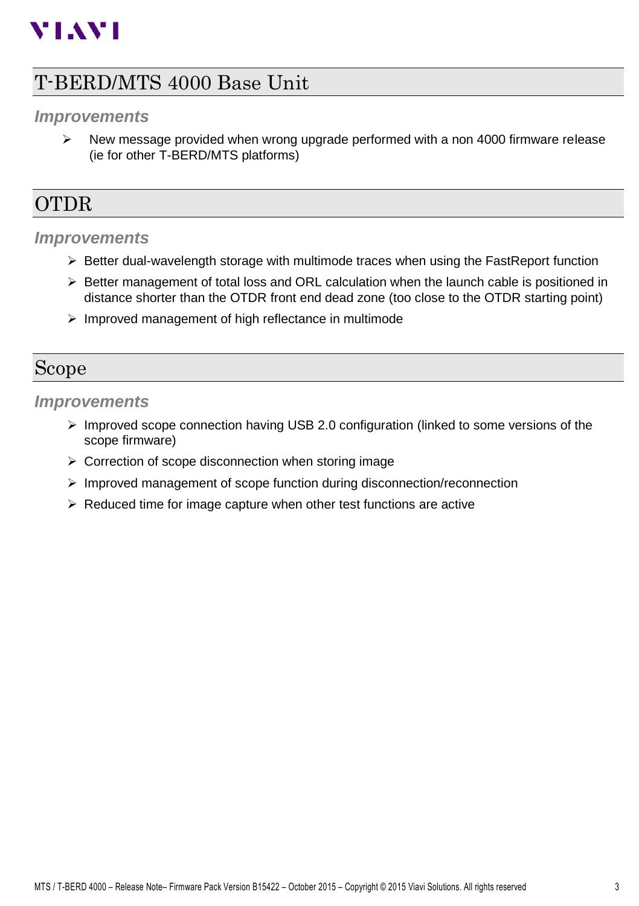# T-BERD/MTS 4000 Base Unit

### *Improvements*

- New message provided when wrong upgrade performed with a non 4000 firmware release (ie for other T-BERD/MTS platforms)

# OTDR

### *Improvements*

- Better dual-wavelength storage with multimode traces when using the FastReport function
- Better management of total loss and ORL calculation when the launch cable is positioned in distance shorter than the OTDR front end dead zone (too close to the OTDR starting point)
- Improved management of high reflectance in multimode

# Scope

### *Improvements*

- Improved scope connection having USB 2.0 configuration (linked to some versions of the scope firmware)
- Correction of scope disconnection when storing image
- Improved management of scope function during disconnection/reconnection
- Reduced time for image capture when other test functions are active